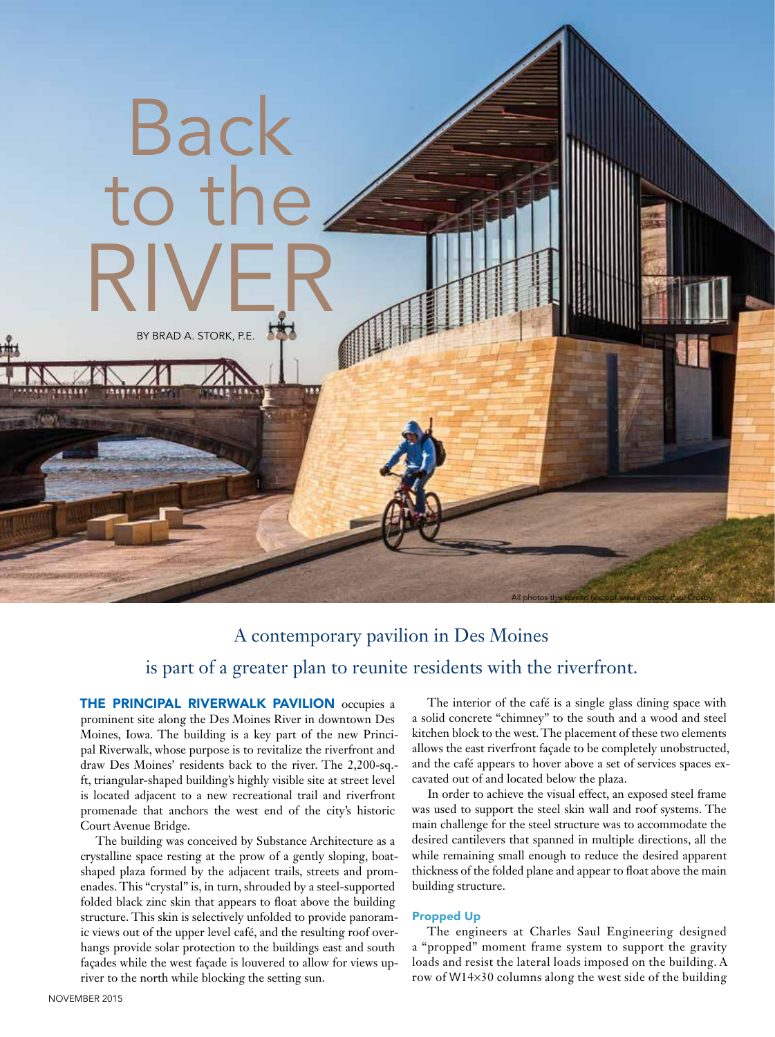# Back to the RIVER

BY BRAD A. STORK, P.E.

All photos this spread (except where noted): Paul Crosby

A contemporary pavilion in Des Moines is part of a greater plan to reunite residents with the riverfront.

**THE PRINCIPAL RIVERWALK PAVILION** occupies a prominent site along the Des Moines River in downtown Des Moines, Iowa. The building is a key part of the new Principal Riverwalk, whose purpose is to revitalize the riverfront and draw Des Moines' residents back to the river. The 2,200-sq.-ft, triangular-shaped building's highly visible site at street level is located adjacent to a new recreational trail and riverfront promenade that anchors the west end of the city's historic Court Avenue Bridge.

The building was conceived by Substance Architecture as a crystalline space resting at the prow of a gently sloping, boat-shaped plaza formed by the adjacent trails, streets and promenades. This "crystal" is, in turn, shrouded by a steel-supported folded black zinc skin that appears to float above the building structure. This skin is selectively unfolded to provide panoramic views out of the upper level café, and the resulting roof overhangs provide solar protection to the buildings east and south façades while the west façade is louvered to allow for views upriver to the north while blocking the setting sun.

The interior of the café is a single glass dining space with a solid concrete "chimney" to the south and a wood and steel kitchen block to the west. The placement of these two elements allows the east riverfront façade to be completely unobstructed, and the café appears to hover above a set of services spaces excavated out of and located below the plaza.

In order to achieve the visual effect, an exposed steel frame was used to support the steel skin wall and roof systems. The main challenge for the steel structure was to accommodate the desired cantilevers that spanned in multiple directions, all the while remaining small enough to reduce the desired apparent thickness of the folded plane and appear to float above the main building structure.

### Propped Up

The engineers at Charles Saul Engineering designed a "propped" moment frame system to support the gravity loads and resist the lateral loads imposed on the building. A row of W14×30 columns along the west side of the building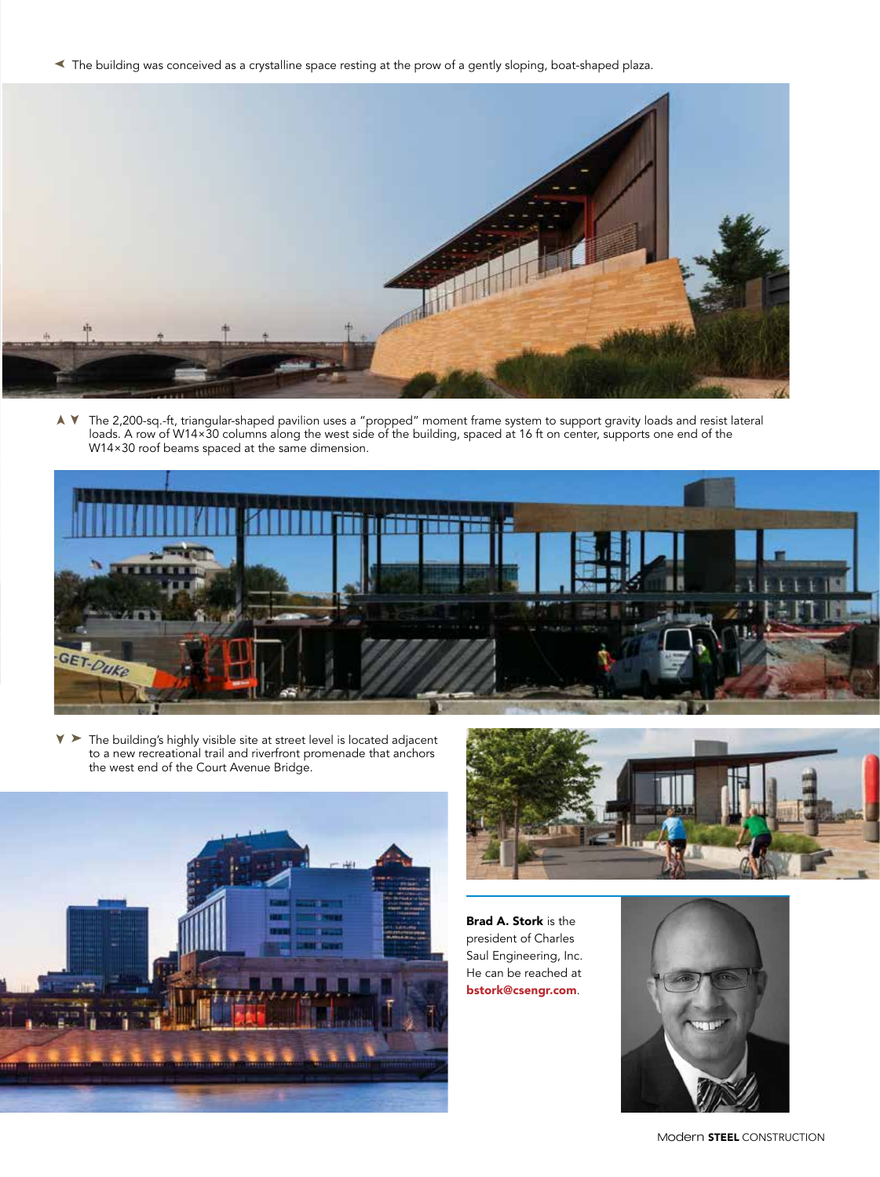The building was conceived as a crystalline space resting at the prow of a gently sloping, boat-shaped plaza.

The 2,200-sq.-ft, triangular-shaped pavilion uses a "propped" moment frame system to support gravity loads and resist lateral loads. A row of W14×30 columns along the west side of the building, spaced at 16 ft on center, supports one end of the W14×30 roof beams spaced at the same dimension.

The building's highly visible site at street level is located adjacent to a new recreational trail and riverfront promenade that anchors the west end of the Court Avenue Bridge.

**Brad A. Stork** is the president of Charles Saul Engineering, Inc. He can be reached at **bstork@csengr.com**.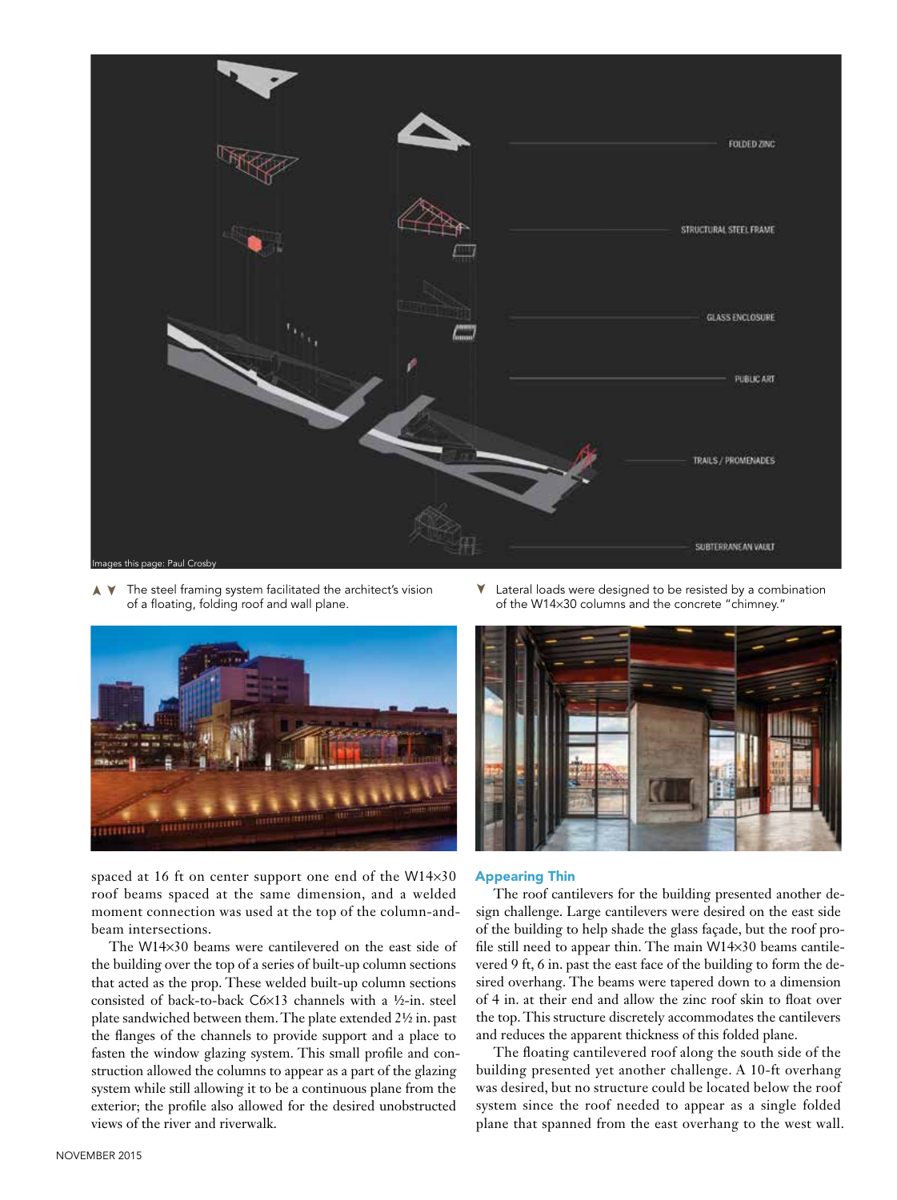Images this page: Paul Crosby

▲ ▼ The steel framing system facilitated the architect's vision of a floating, folding roof and wall plane.

▼ Lateral loads were designed to be resisted by a combination of the W14×30 columns and the concrete "chimney."

spaced at 16 ft on center support one end of the W14×30 roof beams spaced at the same dimension, and a welded moment connection was used at the top of the column-and-beam intersections.

The W14×30 beams were cantilevered on the east side of the building over the top of a series of built-up column sections that acted as the prop. These welded built-up column sections consisted of back-to-back C6×13 channels with a ½-in. steel plate sandwiched between them. The plate extended 2½ in. past the flanges of the channels to provide support and a place to fasten the window glazing system. This small profile and construction allowed the columns to appear as a part of the glazing system while still allowing it to be a continuous plane from the exterior; the profile also allowed for the desired unobstructed views of the river and riverwalk.

## Appearing Thin

The roof cantilevers for the building presented another design challenge. Large cantilevers were desired on the east side of the building to help shade the glass façade, but the roof profile still need to appear thin. The main W14×30 beams cantilevered 9 ft, 6 in. past the east face of the building to form the desired overhang. The beams were tapered down to a dimension of 4 in. at their end and allow the zinc roof skin to float over the top. This structure discretely accommodates the cantilevers and reduces the apparent thickness of this folded plane.

The floating cantilevered roof along the south side of the building presented yet another challenge. A 10-ft overhang was desired, but no structure could be located below the roof system since the roof needed to appear as a single folded plane that spanned from the east overhang to the west wall.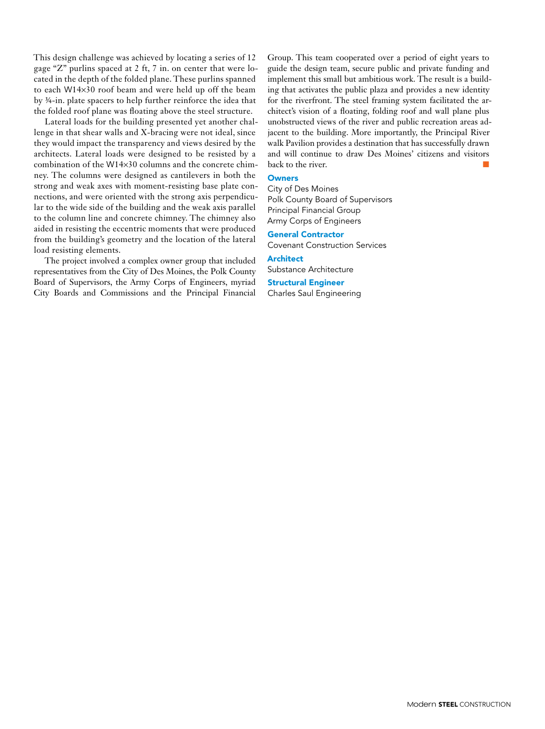This design challenge was achieved by locating a series of 12 gage "Z" purlins spaced at 2 ft, 7 in. on center that were located in the depth of the folded plane. These purlins spanned to each W14×30 roof beam and were held up off the beam by ¾-in. plate spacers to help further reinforce the idea that the folded roof plane was floating above the steel structure.

Lateral loads for the building presented yet another challenge in that shear walls and X-bracing were not ideal, since they would impact the transparency and views desired by the architects. Lateral loads were designed to be resisted by a combination of the W14×30 columns and the concrete chimney. The columns were designed as cantilevers in both the strong and weak axes with moment-resisting base plate connections, and were oriented with the strong axis perpendicular to the wide side of the building and the weak axis parallel to the column line and concrete chimney. The chimney also aided in resisting the eccentric moments that were produced from the building's geometry and the location of the lateral load resisting elements.

The project involved a complex owner group that included representatives from the City of Des Moines, the Polk County Board of Supervisors, the Army Corps of Engineers, myriad City Boards and Commissions and the Principal Financial Group. This team cooperated over a period of eight years to guide the design team, secure public and private funding and implement this small but ambitious work. The result is a building that activates the public plaza and provides a new identity for the riverfront. The steel framing system facilitated the architect's vision of a floating, folding roof and wall plane plus unobstructed views of the river and public recreation areas adjacent to the building. More importantly, the Principal Riverwalk Pavilion provides a destination that has successfully drawn and will continue to draw Des Moines' citizens and visitors back to the river. ■

**Owners**
City of Des Moines
Polk County Board of Supervisors
Principal Financial Group
Army Corps of Engineers

**General Contractor**
Covenant Construction Services

**Architect**
Substance Architecture

**Structural Engineer**
Charles Saul Engineering